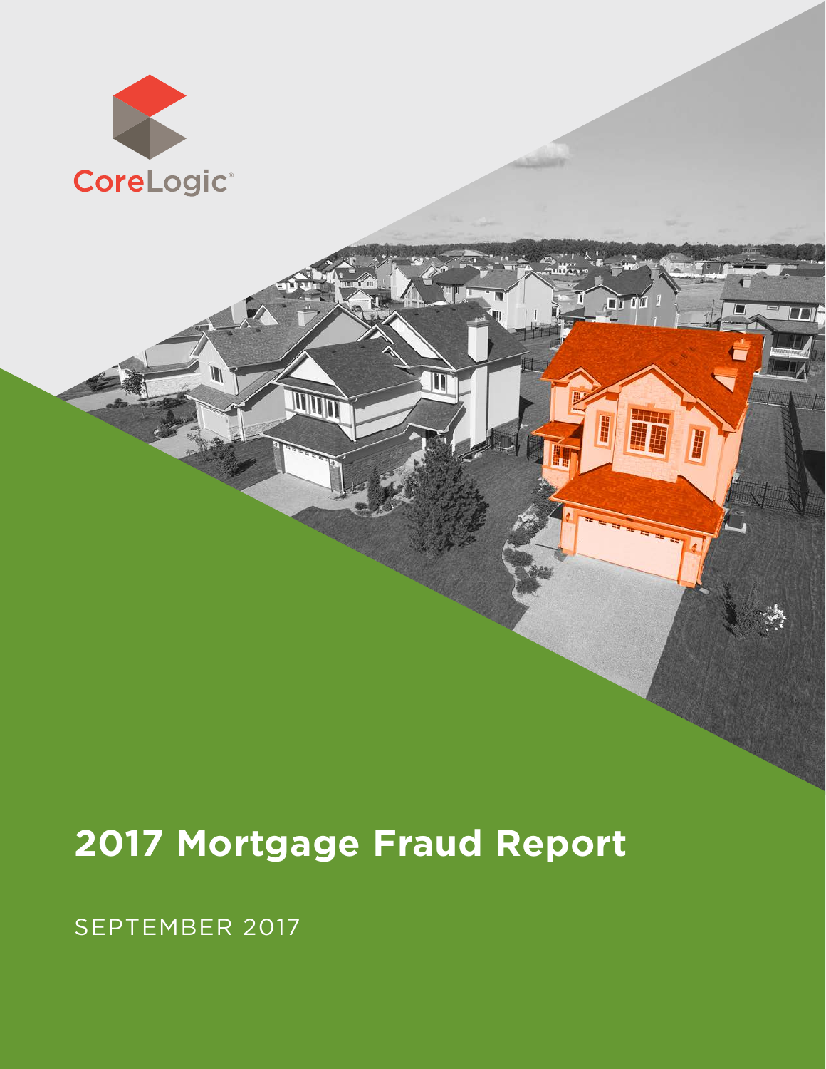CoreLogic®

# 2017 Mortgage Fraud Report

SEPTEMBER 2017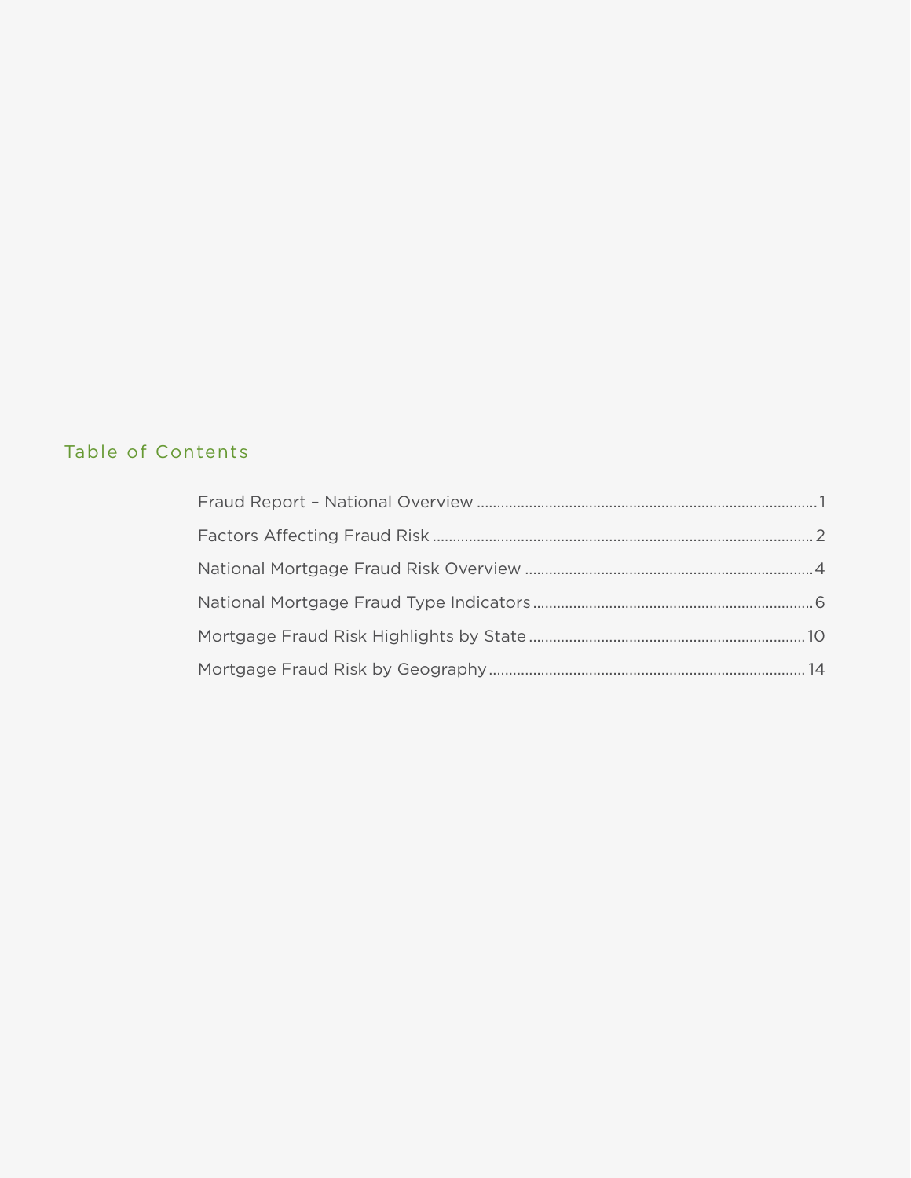## Table of Contents

Fraud Report – National Overview ........................................ 1

Factors Affecting Fraud Risk ........................................ 2

National Mortgage Fraud Risk Overview ........................................ 4

National Mortgage Fraud Type Indicators ........................................ 6

Mortgage Fraud Risk Highlights by State ........................................ 10

Mortgage Fraud Risk by Geography ........................................ 14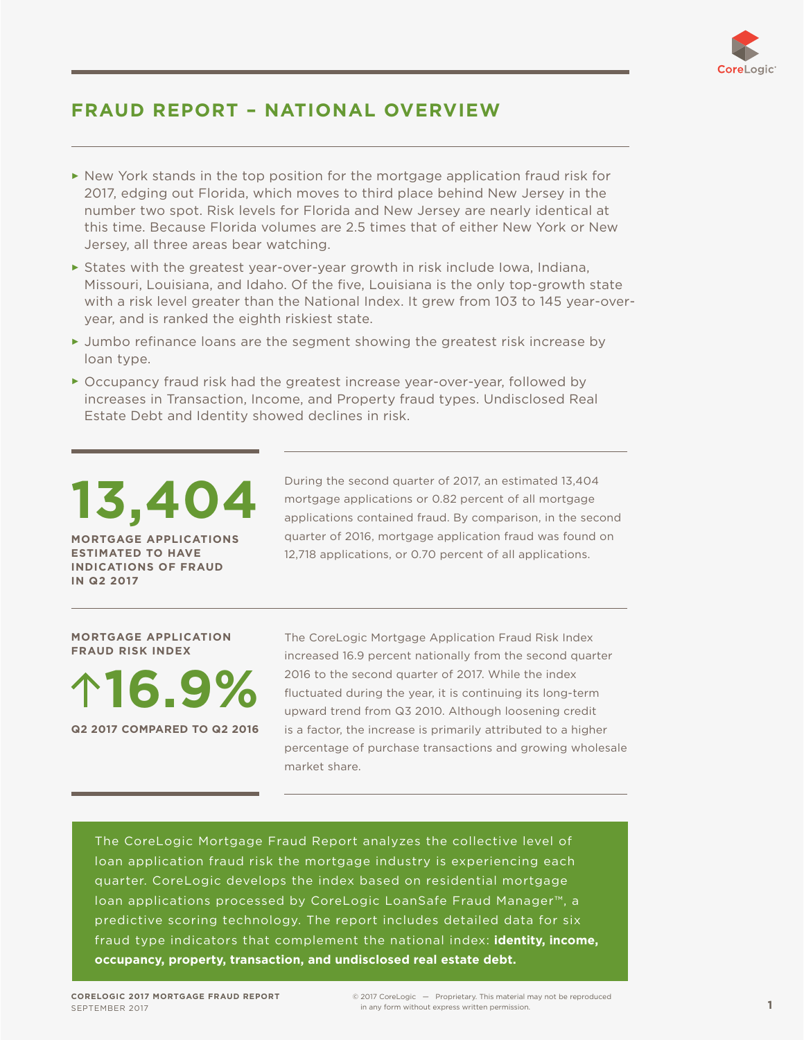## FRAUD REPORT – NATIONAL OVERVIEW

- New York stands in the top position for the mortgage application fraud risk for 2017, edging out Florida, which moves to third place behind New Jersey in the number two spot. Risk levels for Florida and New Jersey are nearly identical at this time. Because Florida volumes are 2.5 times that of either New York or New Jersey, all three areas bear watching.
- States with the greatest year-over-year growth in risk include Iowa, Indiana, Missouri, Louisiana, and Idaho. Of the five, Louisiana is the only top-growth state with a risk level greater than the National Index. It grew from 103 to 145 year-over-year, and is ranked the eighth riskiest state.
- Jumbo refinance loans are the segment showing the greatest risk increase by loan type.
- Occupancy fraud risk had the greatest increase year-over-year, followed by increases in Transaction, Income, and Property fraud types. Undisclosed Real Estate Debt and Identity showed declines in risk.

**13,404**

**MORTGAGE APPLICATIONS ESTIMATED TO HAVE INDICATIONS OF FRAUD IN Q2 2017**

During the second quarter of 2017, an estimated 13,404 mortgage applications or 0.82 percent of all mortgage applications contained fraud. By comparison, in the second quarter of 2016, mortgage application fraud was found on 12,718 applications, or 0.70 percent of all applications.

**MORTGAGE APPLICATION FRAUD RISK INDEX**

**↑16.9%**

**Q2 2017 COMPARED TO Q2 2016**

The CoreLogic Mortgage Application Fraud Risk Index increased 16.9 percent nationally from the second quarter 2016 to the second quarter of 2017. While the index fluctuated during the year, it is continuing its long-term upward trend from Q3 2010. Although loosening credit is a factor, the increase is primarily attributed to a higher percentage of purchase transactions and growing wholesale market share.

The CoreLogic Mortgage Fraud Report analyzes the collective level of loan application fraud risk the mortgage industry is experiencing each quarter. CoreLogic develops the index based on residential mortgage loan applications processed by CoreLogic LoanSafe Fraud Manager™, a predictive scoring technology. The report includes detailed data for six fraud type indicators that complement the national index: **identity, income, occupancy, property, transaction, and undisclosed real estate debt.**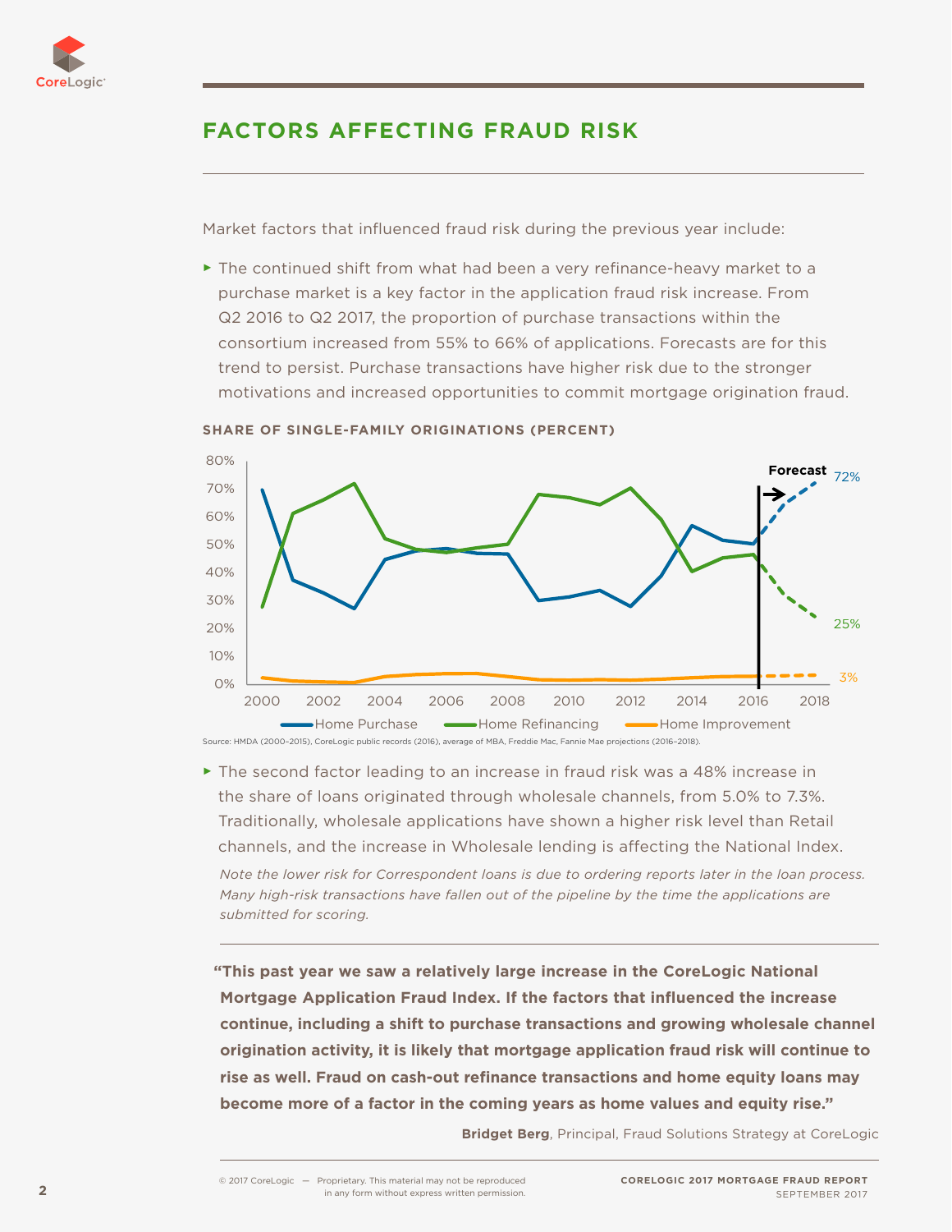## FACTORS AFFECTING FRAUD RISK

Market factors that influenced fraud risk during the previous year include:

- The continued shift from what had been a very refinance-heavy market to a purchase market is a key factor in the application fraud risk increase. From Q2 2016 to Q2 2017, the proportion of purchase transactions within the consortium increased from 55% to 66% of applications. Forecasts are for this trend to persist. Purchase transactions have higher risk due to the stronger motivations and increased opportunities to commit mortgage origination fraud.

**SHARE OF SINGLE-FAMILY ORIGINATIONS (PERCENT)**

Source: HMDA (2000–2015), CoreLogic public records (2016), average of MBA, Freddie Mac, Fannie Mae projections (2016–2018).

- The second factor leading to an increase in fraud risk was a 48% increase in the share of loans originated through wholesale channels, from 5.0% to 7.3%. Traditionally, wholesale applications have shown a higher risk level than Retail channels, and the increase in Wholesale lending is affecting the National Index.

  *Note the lower risk for Correspondent loans is due to ordering reports later in the loan process. Many high-risk transactions have fallen out of the pipeline by the time the applications are submitted for scoring.*

> **"This past year we saw a relatively large increase in the CoreLogic National Mortgage Application Fraud Index. If the factors that influenced the increase continue, including a shift to purchase transactions and growing wholesale channel origination activity, it is likely that mortgage application fraud risk will continue to rise as well. Fraud on cash-out refinance transactions and home equity loans may become more of a factor in the coming years as home values and equity rise."**
>
> **Bridget Berg**, Principal, Fraud Solutions Strategy at CoreLogic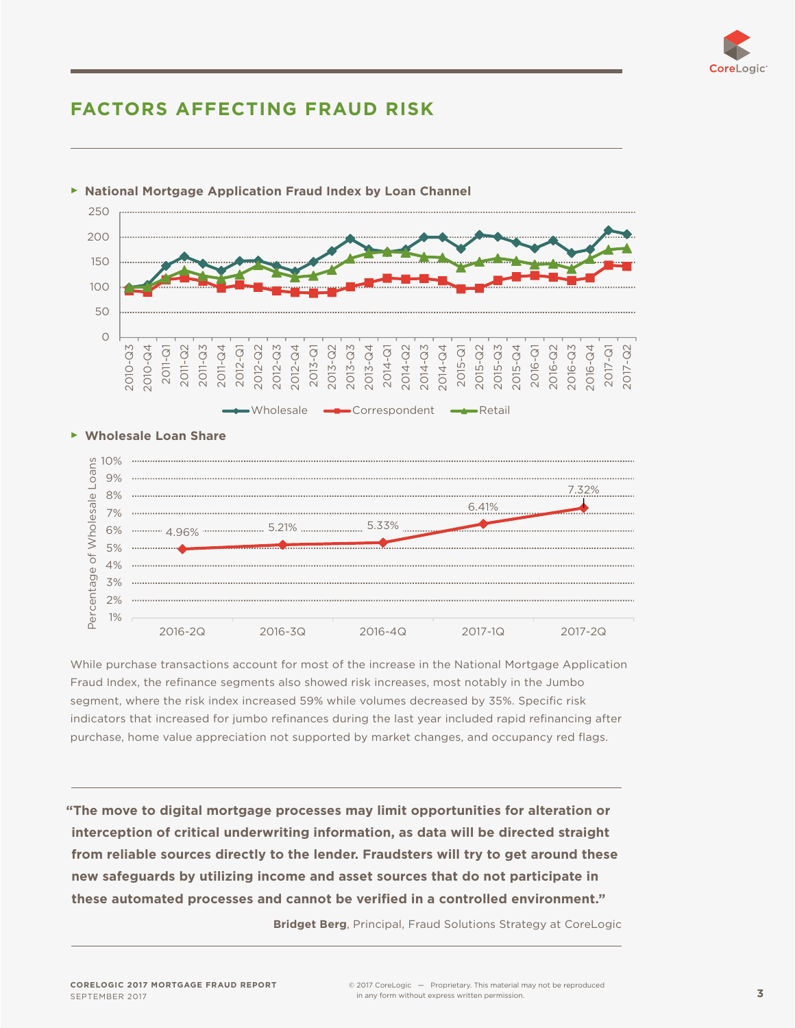# FACTORS AFFECTING FRAUD RISK

▸ **National Mortgage Application Fraud Index by Loan Channel**

▸ **Wholesale Loan Share**

| Quarter | Percentage of Wholesale Loans |
|---|---|
| 2016-2Q | 4.96% |
| 2016-3Q | 5.21% |
| 2016-4Q | 5.33% |
| 2017-1Q | 6.41% |
| 2017-2Q | 7.32% |

While purchase transactions account for most of the increase in the National Mortgage Application Fraud Index, the refinance segments also showed risk increases, most notably in the Jumbo segment, where the risk index increased 59% while volumes decreased by 35%. Specific risk indicators that increased for jumbo refinances during the last year included rapid refinancing after purchase, home value appreciation not supported by market changes, and occupancy red flags.

> **"The move to digital mortgage processes may limit opportunities for alteration or interception of critical underwriting information, as data will be directed straight from reliable sources directly to the lender. Fraudsters will try to get around these new safeguards by utilizing income and asset sources that do not participate in these automated processes and cannot be verified in a controlled environment."**
>
> **Bridget Berg**, Principal, Fraud Solutions Strategy at CoreLogic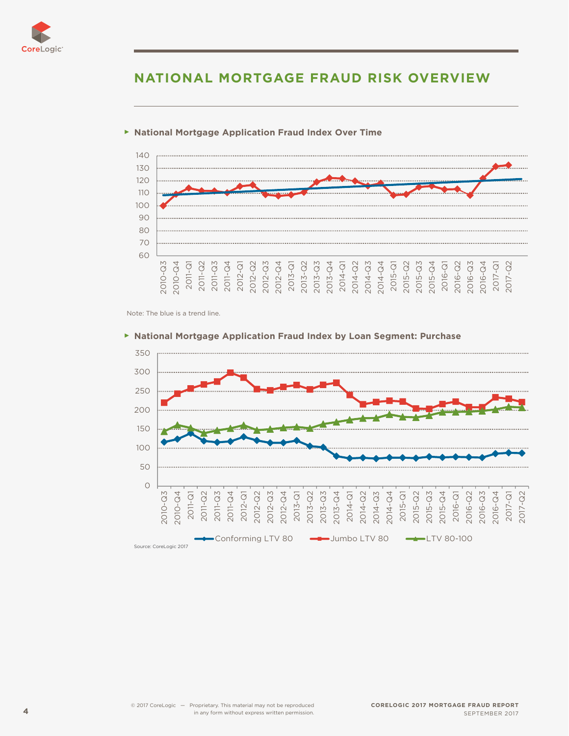# NATIONAL MORTGAGE FRAUD RISK OVERVIEW

**National Mortgage Application Fraud Index Over Time**

Note: The blue is a trend line.

**National Mortgage Application Fraud Index by Loan Segment: Purchase**

Source: CoreLogic 2017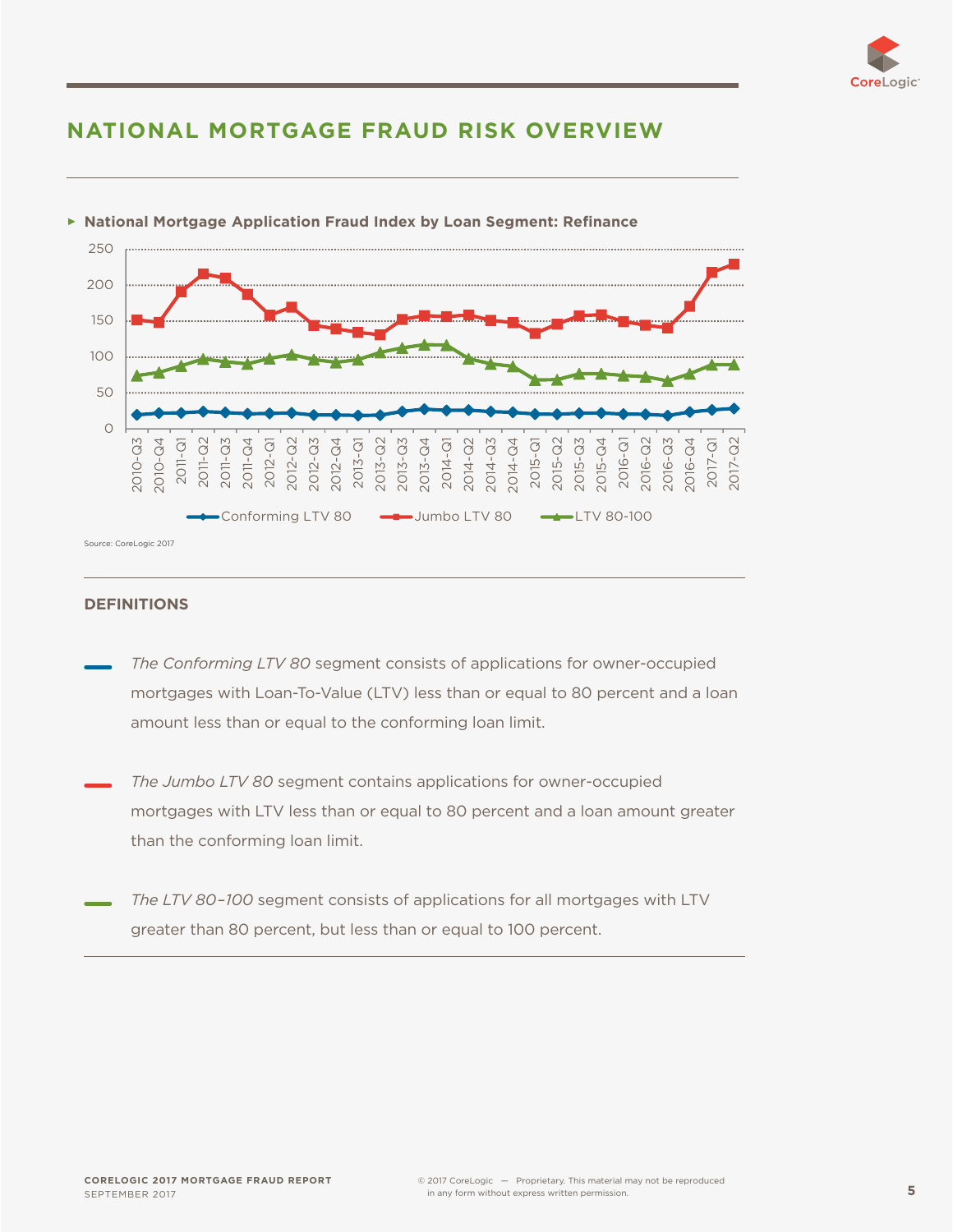# NATIONAL MORTGAGE FRAUD RISK OVERVIEW

**National Mortgage Application Fraud Index by Loan Segment: Refinance**

Source: CoreLogic 2017

### DEFINITIONS

- *The Conforming LTV 80* segment consists of applications for owner-occupied mortgages with Loan-To-Value (LTV) less than or equal to 80 percent and a loan amount less than or equal to the conforming loan limit.

- *The Jumbo LTV 80* segment contains applications for owner-occupied mortgages with LTV less than or equal to 80 percent and a loan amount greater than the conforming loan limit.

- *The LTV 80–100* segment consists of applications for all mortgages with LTV greater than 80 percent, but less than or equal to 100 percent.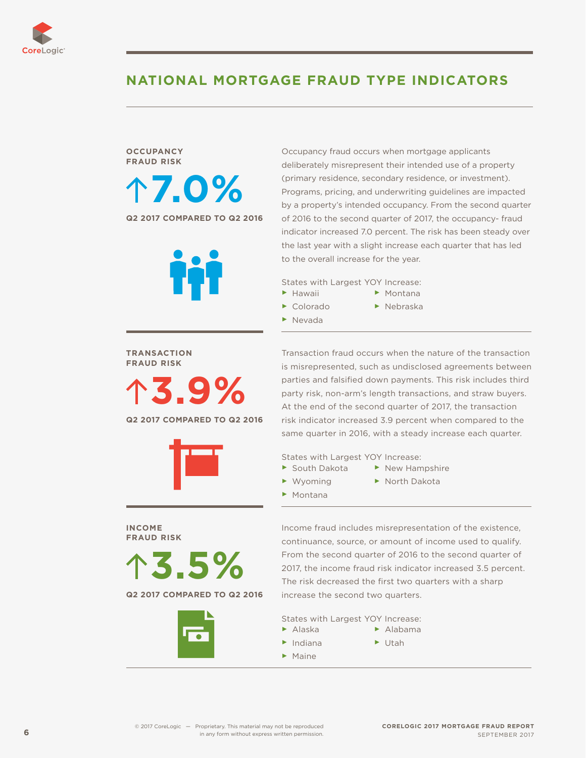## NATIONAL MORTGAGE FRAUD TYPE INDICATORS

### OCCUPANCY FRAUD RISK

**↑7.0%**

**Q2 2017 COMPARED TO Q2 2016**

Occupancy fraud occurs when mortgage applicants deliberately misrepresent their intended use of a property (primary residence, secondary residence, or investment). Programs, pricing, and underwriting guidelines are impacted by a property's intended occupancy. From the second quarter of 2016 to the second quarter of 2017, the occupancy- fraud indicator increased 7.0 percent. The risk has been steady over the last year with a slight increase each quarter that has led to the overall increase for the year.

States with Largest YOY Increase:

- Hawaii
- Colorado
- Nevada
- Montana
- Nebraska

### TRANSACTION FRAUD RISK

**↑3.9%**

**Q2 2017 COMPARED TO Q2 2016**

Transaction fraud occurs when the nature of the transaction is misrepresented, such as undisclosed agreements between parties and falsified down payments. This risk includes third party risk, non-arm's length transactions, and straw buyers. At the end of the second quarter of 2017, the transaction risk indicator increased 3.9 percent when compared to the same quarter in 2016, with a steady increase each quarter.

States with Largest YOY Increase:

- South Dakota
- Wyoming
- Montana
- New Hampshire
- North Dakota

### INCOME FRAUD RISK

**↑3.5%**

**Q2 2017 COMPARED TO Q2 2016**

Income fraud includes misrepresentation of the existence, continuance, source, or amount of income used to qualify. From the second quarter of 2016 to the second quarter of 2017, the income fraud risk indicator increased 3.5 percent. The risk decreased the first two quarters with a sharp increase the second two quarters.

States with Largest YOY Increase:

- Alaska
- Indiana
- Maine
- Alabama
- Utah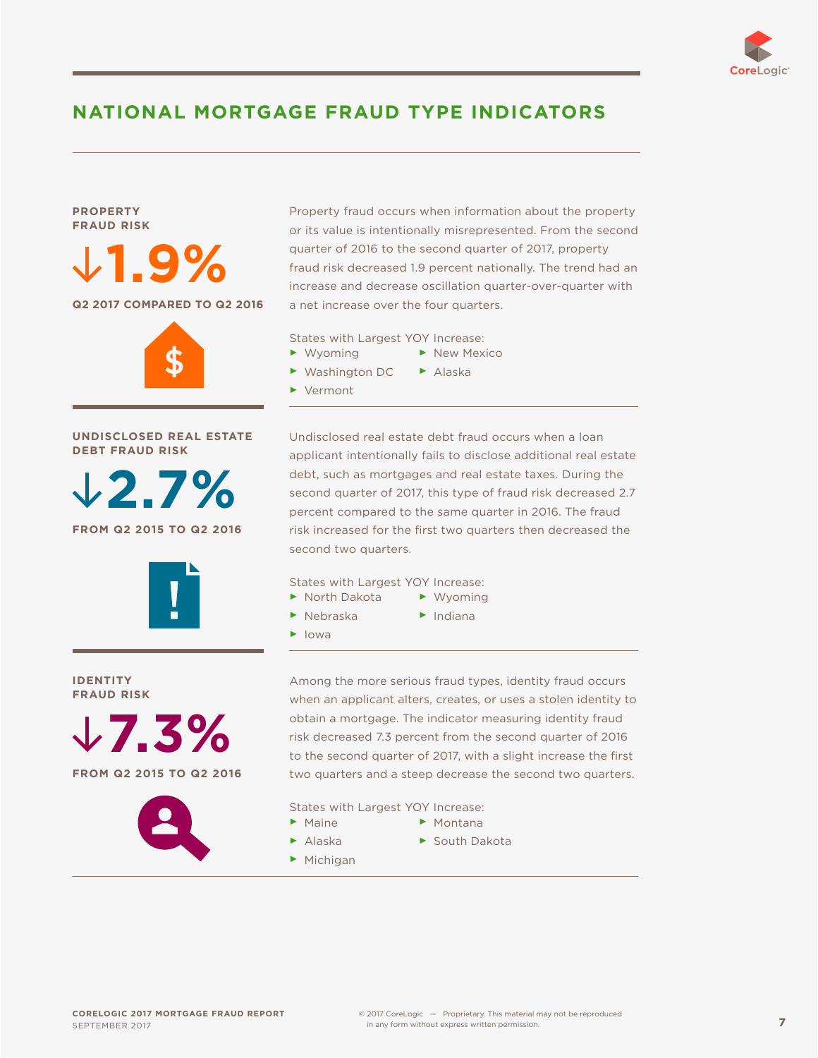# NATIONAL MORTGAGE FRAUD TYPE INDICATORS

## PROPERTY FRAUD RISK

**↓1.9%**

**Q2 2017 COMPARED TO Q2 2016**

Property fraud occurs when information about the property or its value is intentionally misrepresented. From the second quarter of 2016 to the second quarter of 2017, property fraud risk decreased 1.9 percent nationally. The trend had an increase and decrease oscillation quarter-over-quarter with a net increase over the four quarters.

States with Largest YOY Increase:

- Wyoming
- Washington DC
- Vermont
- New Mexico
- Alaska

## UNDISCLOSED REAL ESTATE DEBT FRAUD RISK

**↓2.7%**

**FROM Q2 2015 TO Q2 2016**

Undisclosed real estate debt fraud occurs when a loan applicant intentionally fails to disclose additional real estate debt, such as mortgages and real estate taxes. During the second quarter of 2017, this type of fraud risk decreased 2.7 percent compared to the same quarter in 2016. The fraud risk increased for the first two quarters then decreased the second two quarters.

States with Largest YOY Increase:

- North Dakota
- Nebraska
- Iowa
- Wyoming
- Indiana

## IDENTITY FRAUD RISK

**↓7.3%**

**FROM Q2 2015 TO Q2 2016**

Among the more serious fraud types, identity fraud occurs when an applicant alters, creates, or uses a stolen identity to obtain a mortgage. The indicator measuring identity fraud risk decreased 7.3 percent from the second quarter of 2016 to the second quarter of 2017, with a slight increase the first two quarters and a steep decrease the second two quarters.

States with Largest YOY Increase:

- Maine
- Alaska
- Michigan
- Montana
- South Dakota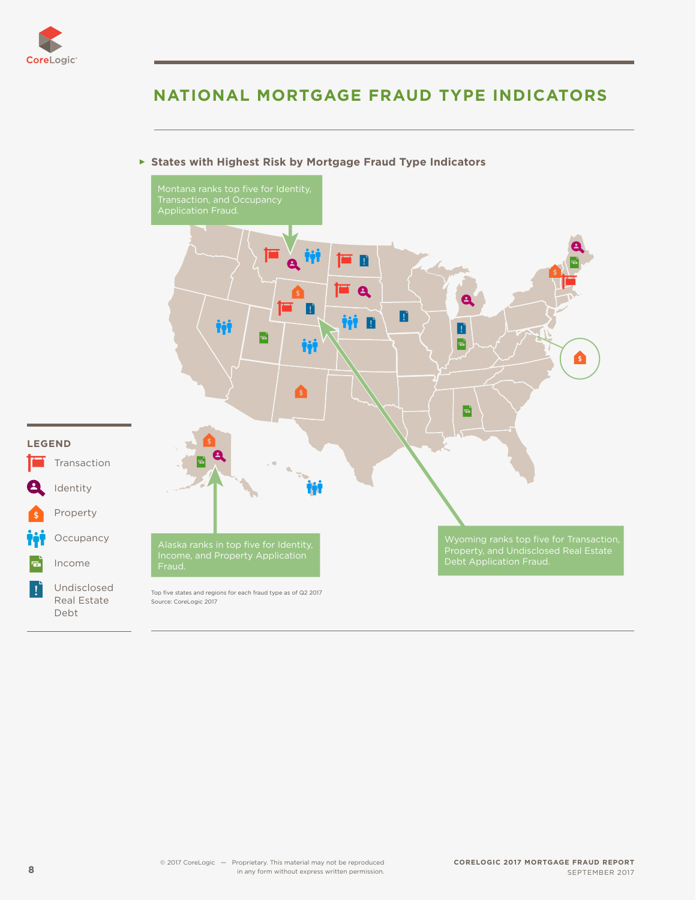# NATIONAL MORTGAGE FRAUD TYPE INDICATORS

▸ **States with Highest Risk by Mortgage Fraud Type Indicators**

Montana ranks top five for Identity, Transaction, and Occupancy Application Fraud.

Alaska ranks in top five for Identity, Income, and Property Application Fraud.

Wyoming ranks top five for Transaction, Property, and Undisclosed Real Estate Debt Application Fraud.

**LEGEND**

- Transaction
- Identity
- Property
- Occupancy
- Income
- Undisclosed Real Estate Debt

Top five states and regions for each fraud type as of Q2 2017
Source: CoreLogic 2017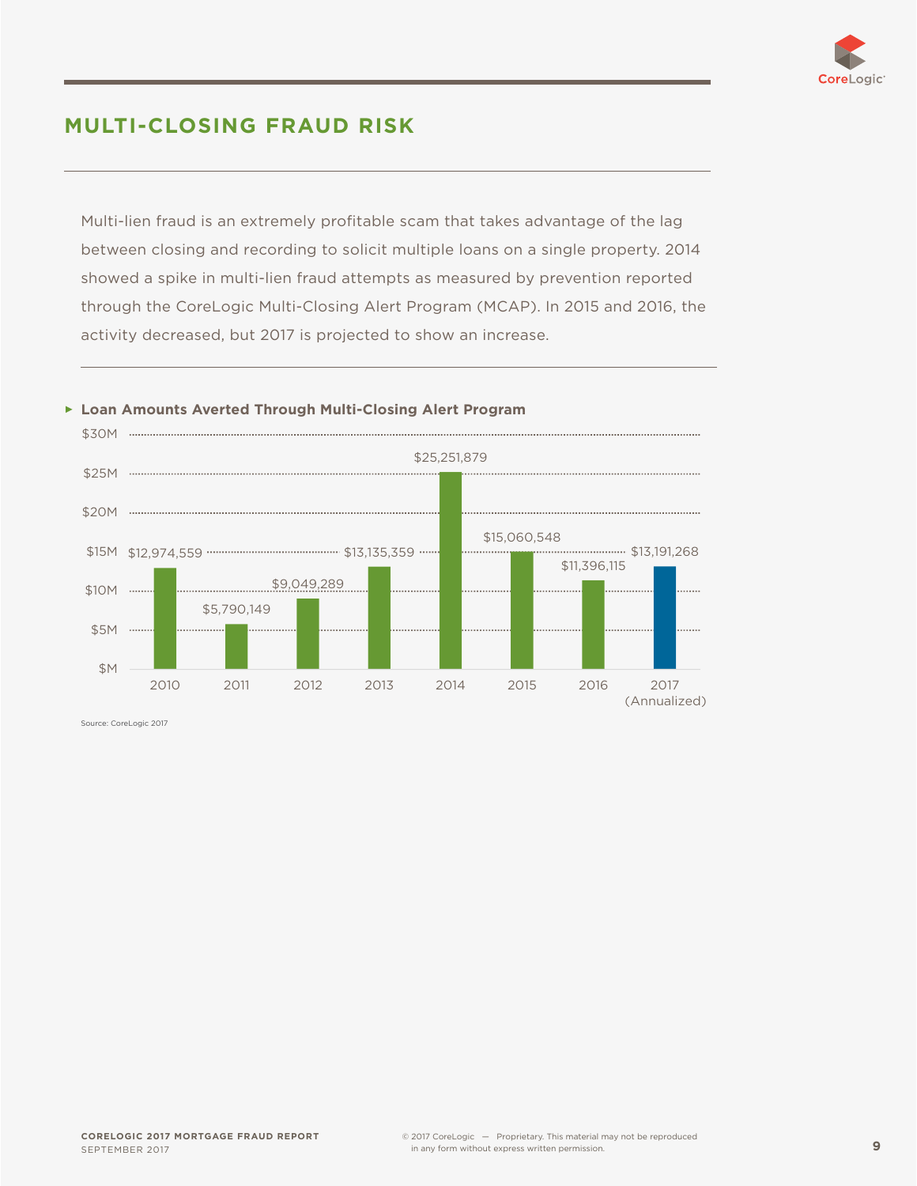## MULTI-CLOSING FRAUD RISK

Multi-lien fraud is an extremely profitable scam that takes advantage of the lag between closing and recording to solicit multiple loans on a single property. 2014 showed a spike in multi-lien fraud attempts as measured by prevention reported through the CoreLogic Multi-Closing Alert Program (MCAP). In 2015 and 2016, the activity decreased, but 2017 is projected to show an increase.

**Loan Amounts Averted Through Multi-Closing Alert Program**

| Year | Loan Amount Averted |
| --- | --- |
| 2010 | $12,974,559 |
| 2011 | $5,790,149 |
| 2012 | $9,049,289 |
| 2013 | $13,135,359 |
| 2014 | $25,251,879 |
| 2015 | $15,060,548 |
| 2016 | $11,396,115 |
| 2017 (Annualized) | $13,191,268 |

Source: CoreLogic 2017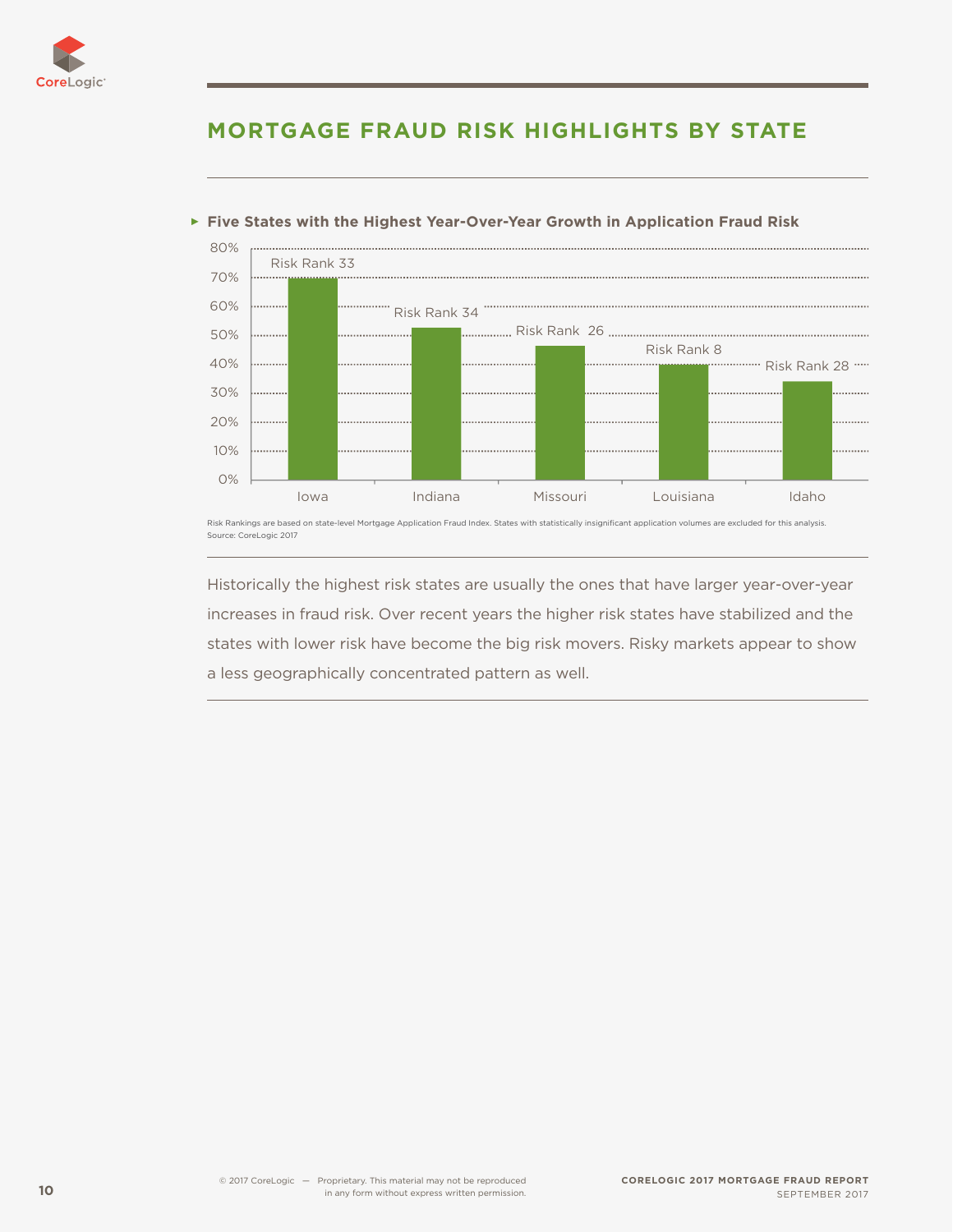## MORTGAGE FRAUD RISK HIGHLIGHTS BY STATE

**Five States with the Highest Year-Over-Year Growth in Application Fraud Risk**

| State | Year-Over-Year Growth (approx.) | Risk Rank |
|---|---|---|
| Iowa | 70% | Risk Rank 33 |
| Indiana | 53% | Risk Rank 34 |
| Missouri | 47% | Risk Rank 26 |
| Louisiana | 40% | Risk Rank 8 |
| Idaho | 34% | Risk Rank 28 |

Risk Rankings are based on state-level Mortgage Application Fraud Index. States with statistically insignificant application volumes are excluded for this analysis.
Source: CoreLogic 2017

Historically the highest risk states are usually the ones that have larger year-over-year increases in fraud risk. Over recent years the higher risk states have stabilized and the states with lower risk have become the big risk movers. Risky markets appear to show a less geographically concentrated pattern as well.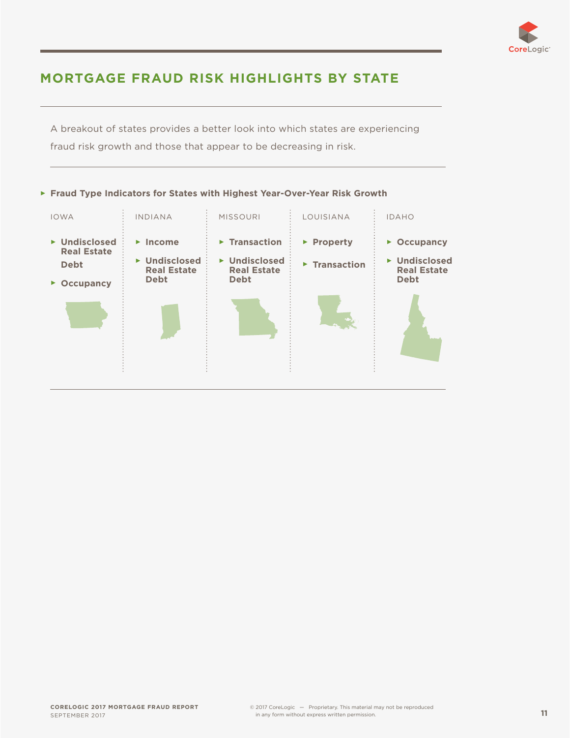## MORTGAGE FRAUD RISK HIGHLIGHTS BY STATE

A breakout of states provides a better look into which states are experiencing fraud risk growth and those that appear to be decreasing in risk.

**Fraud Type Indicators for States with Highest Year-Over-Year Risk Growth**

| IOWA | INDIANA | MISSOURI | LOUISIANA | IDAHO |
|---|---|---|---|---|
| **Undisclosed Real Estate Debt** | **Income** | **Transaction** | **Property** | **Occupancy** |
| **Occupancy** | **Undisclosed Real Estate Debt** | **Undisclosed Real Estate Debt** | **Transaction** | **Undisclosed Real Estate Debt** |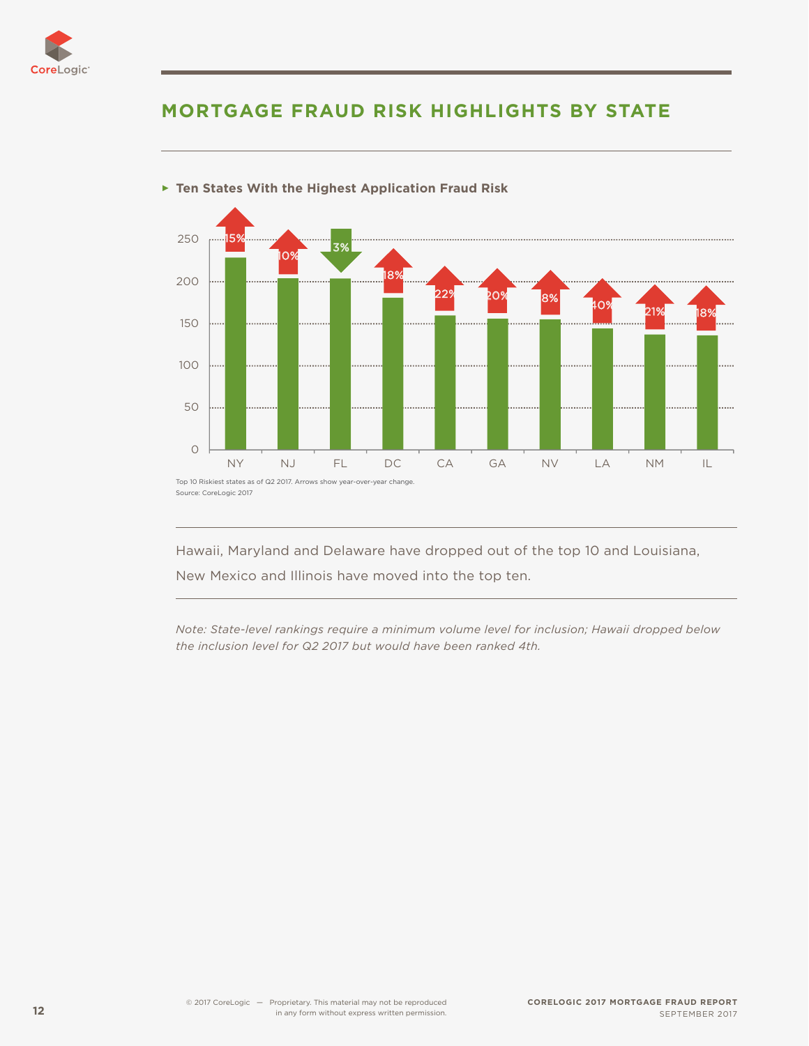## MORTGAGE FRAUD RISK HIGHLIGHTS BY STATE

**Ten States With the Highest Application Fraud Risk**

| State | Year-over-year change |
|---|---|
| NY | ↑ 15% |
| NJ | ↑ 10% |
| FL | ↓ 3% |
| DC | ↑ 18% |
| CA | ↑ 22% |
| GA | ↑ 20% |
| NV | ↑ 8% |
| LA | ↑ 40% |
| NM | ↑ 21% |
| IL | ↑ 18% |

Top 10 Riskiest states as of Q2 2017. Arrows show year-over-year change.
Source: CoreLogic 2017

Hawaii, Maryland and Delaware have dropped out of the top 10 and Louisiana, New Mexico and Illinois have moved into the top ten.

*Note: State-level rankings require a minimum volume level for inclusion; Hawaii dropped below the inclusion level for Q2 2017 but would have been ranked 4th.*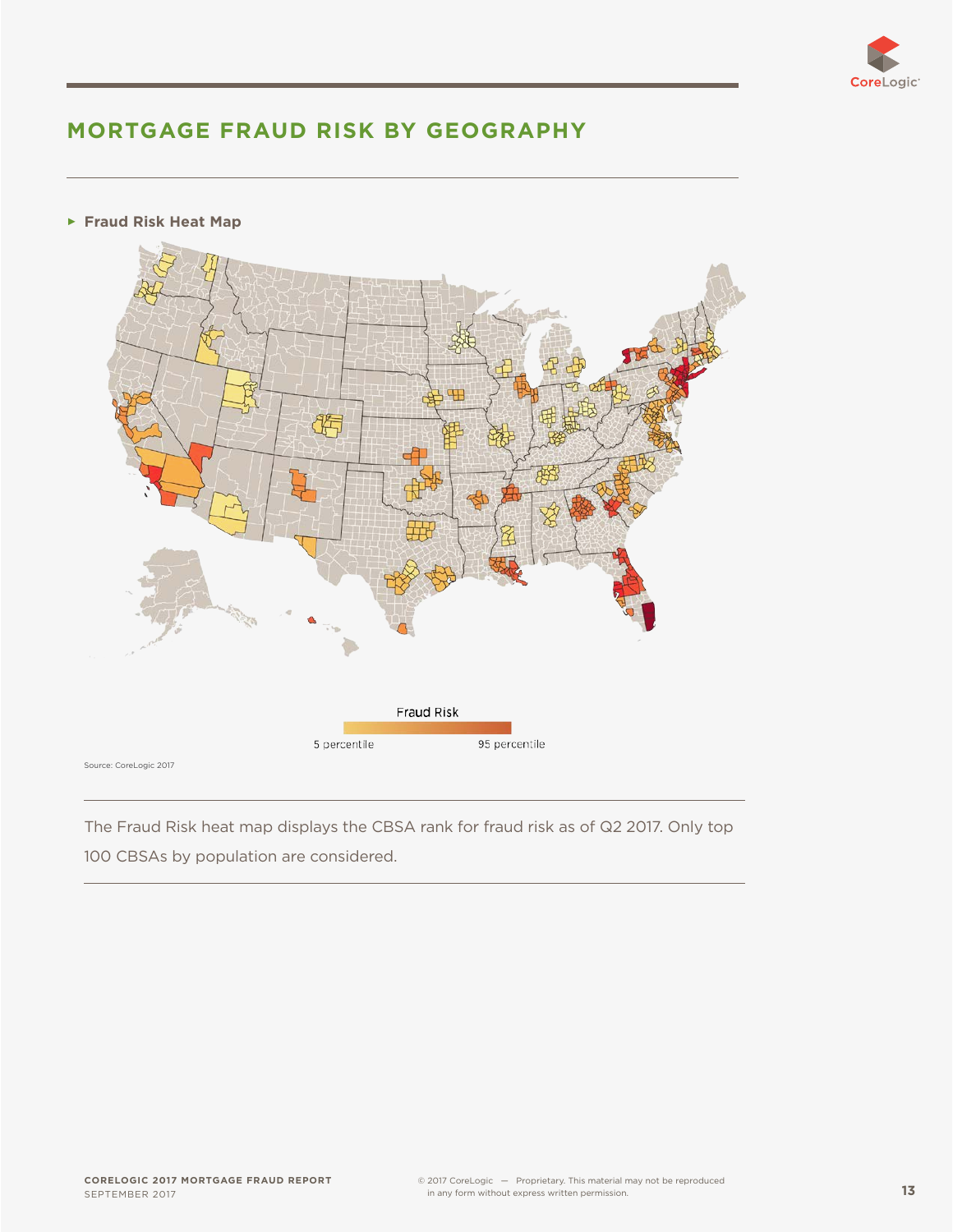## MORTGAGE FRAUD RISK BY GEOGRAPHY

▸ **Fraud Risk Heat Map**

Fraud Risk

5 percentile — 95 percentile

Source: CoreLogic 2017

The Fraud Risk heat map displays the CBSA rank for fraud risk as of Q2 2017. Only top 100 CBSAs by population are considered.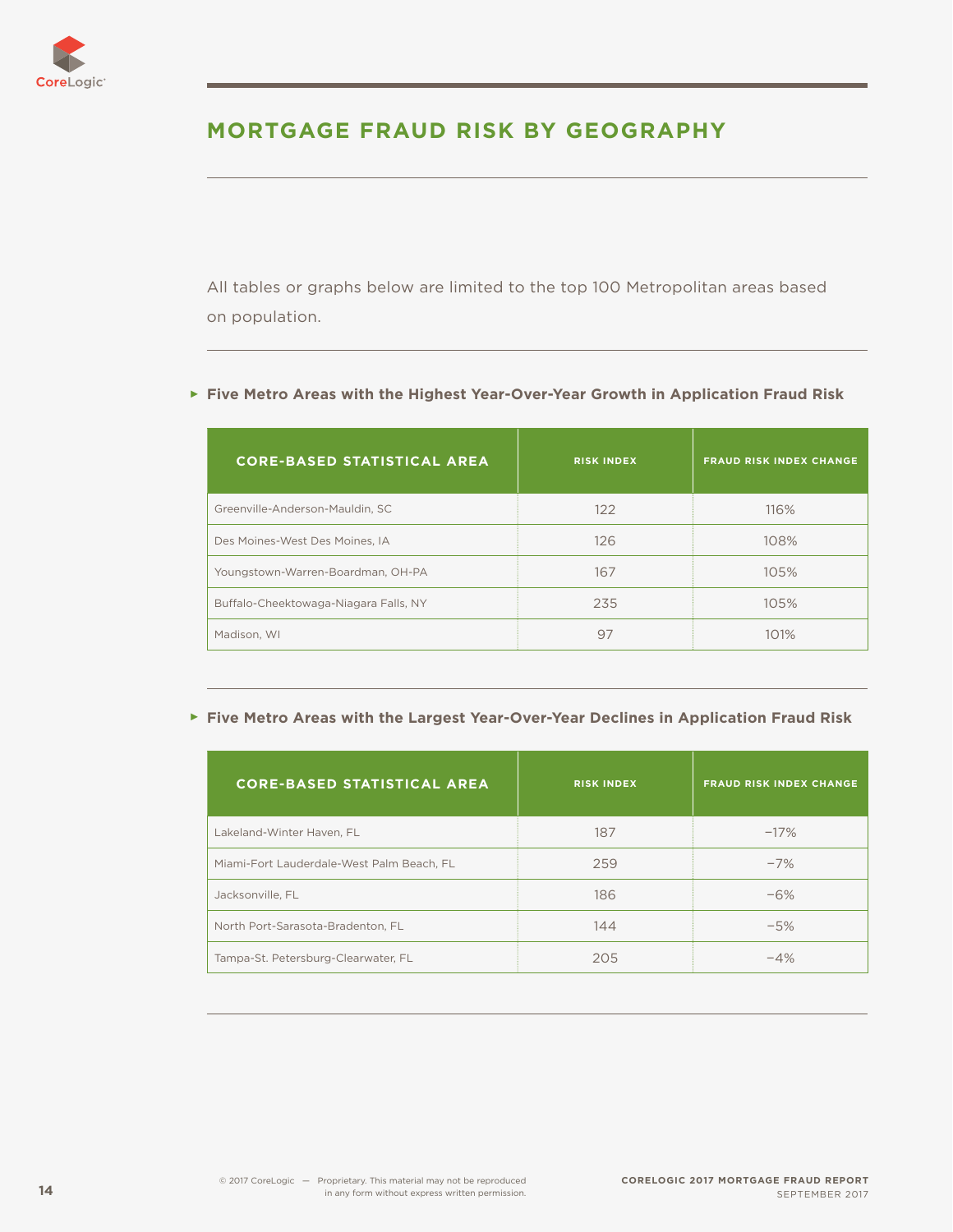## MORTGAGE FRAUD RISK BY GEOGRAPHY

All tables or graphs below are limited to the top 100 Metropolitan areas based on population.

**Five Metro Areas with the Highest Year-Over-Year Growth in Application Fraud Risk**

| CORE-BASED STATISTICAL AREA | RISK INDEX | FRAUD RISK INDEX CHANGE |
|---|---|---|
| Greenville-Anderson-Mauldin, SC | 122 | 116% |
| Des Moines-West Des Moines, IA | 126 | 108% |
| Youngstown-Warren-Boardman, OH-PA | 167 | 105% |
| Buffalo-Cheektowaga-Niagara Falls, NY | 235 | 105% |
| Madison, WI | 97 | 101% |

**Five Metro Areas with the Largest Year-Over-Year Declines in Application Fraud Risk**

| CORE-BASED STATISTICAL AREA | RISK INDEX | FRAUD RISK INDEX CHANGE |
|---|---|---|
| Lakeland-Winter Haven, FL | 187 | −17% |
| Miami-Fort Lauderdale-West Palm Beach, FL | 259 | −7% |
| Jacksonville, FL | 186 | −6% |
| North Port-Sarasota-Bradenton, FL | 144 | −5% |
| Tampa-St. Petersburg-Clearwater, FL | 205 | −4% |

© 2017 CoreLogic — Proprietary. This material may not be reproduced in any form without express written permission.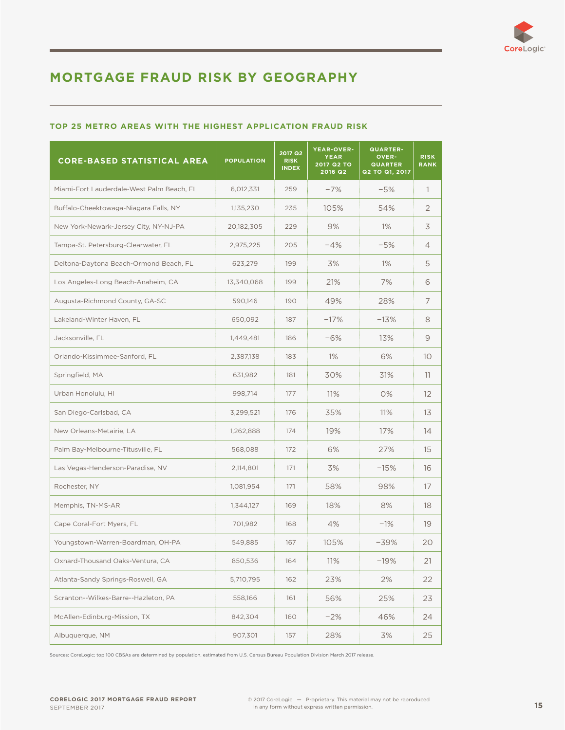## MORTGAGE FRAUD RISK BY GEOGRAPHY

### TOP 25 METRO AREAS WITH THE HIGHEST APPLICATION FRAUD RISK

| CORE-BASED STATISTICAL AREA | POPULATION | 2017 Q2 RISK INDEX | YEAR-OVER-YEAR 2017 Q2 TO 2016 Q2 | QUARTER-OVER-QUARTER Q2 TO Q1, 2017 | RISK RANK |
|---|---|---|---|---|---|
| Miami-Fort Lauderdale-West Palm Beach, FL | 6,012,331 | 259 | −7% | −5% | 1 |
| Buffalo-Cheektowaga-Niagara Falls, NY | 1,135,230 | 235 | 105% | 54% | 2 |
| New York-Newark-Jersey City, NY-NJ-PA | 20,182,305 | 229 | 9% | 1% | 3 |
| Tampa-St. Petersburg-Clearwater, FL | 2,975,225 | 205 | −4% | −5% | 4 |
| Deltona-Daytona Beach-Ormond Beach, FL | 623,279 | 199 | 3% | 1% | 5 |
| Los Angeles-Long Beach-Anaheim, CA | 13,340,068 | 199 | 21% | 7% | 6 |
| Augusta-Richmond County, GA-SC | 590,146 | 190 | 49% | 28% | 7 |
| Lakeland-Winter Haven, FL | 650,092 | 187 | −17% | −13% | 8 |
| Jacksonville, FL | 1,449,481 | 186 | −6% | 13% | 9 |
| Orlando-Kissimmee-Sanford, FL | 2,387,138 | 183 | 1% | 6% | 10 |
| Springfield, MA | 631,982 | 181 | 30% | 31% | 11 |
| Urban Honolulu, HI | 998,714 | 177 | 11% | 0% | 12 |
| San Diego-Carlsbad, CA | 3,299,521 | 176 | 35% | 11% | 13 |
| New Orleans-Metairie, LA | 1,262,888 | 174 | 19% | 17% | 14 |
| Palm Bay-Melbourne-Titusville, FL | 568,088 | 172 | 6% | 27% | 15 |
| Las Vegas-Henderson-Paradise, NV | 2,114,801 | 171 | 3% | −15% | 16 |
| Rochester, NY | 1,081,954 | 171 | 58% | 98% | 17 |
| Memphis, TN-MS-AR | 1,344,127 | 169 | 18% | 8% | 18 |
| Cape Coral-Fort Myers, FL | 701,982 | 168 | 4% | −1% | 19 |
| Youngstown-Warren-Boardman, OH-PA | 549,885 | 167 | 105% | −39% | 20 |
| Oxnard-Thousand Oaks-Ventura, CA | 850,536 | 164 | 11% | −19% | 21 |
| Atlanta-Sandy Springs-Roswell, GA | 5,710,795 | 162 | 23% | 2% | 22 |
| Scranton--Wilkes-Barre--Hazleton, PA | 558,166 | 161 | 56% | 25% | 23 |
| McAllen-Edinburg-Mission, TX | 842,304 | 160 | −2% | 46% | 24 |
| Albuquerque, NM | 907,301 | 157 | 28% | 3% | 25 |

Sources: CoreLogic; top 100 CBSAs are determined by population, estimated from U.S. Census Bureau Population Division March 2017 release.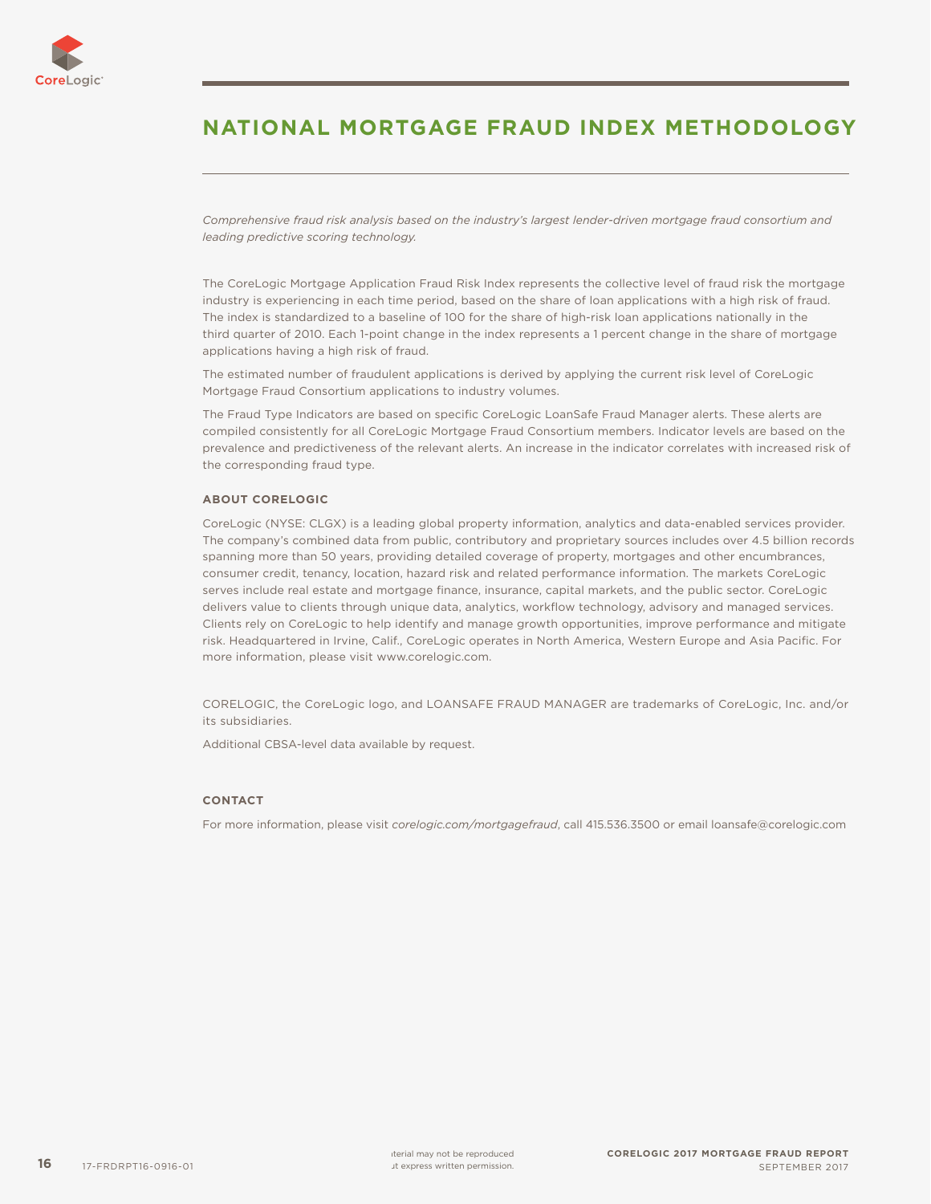# NATIONAL MORTGAGE FRAUD INDEX METHODOLOGY

*Comprehensive fraud risk analysis based on the industry's largest lender-driven mortgage fraud consortium and leading predictive scoring technology.*

The CoreLogic Mortgage Application Fraud Risk Index represents the collective level of fraud risk the mortgage industry is experiencing in each time period, based on the share of loan applications with a high risk of fraud. The index is standardized to a baseline of 100 for the share of high-risk loan applications nationally in the third quarter of 2010. Each 1-point change in the index represents a 1 percent change in the share of mortgage applications having a high risk of fraud.

The estimated number of fraudulent applications is derived by applying the current risk level of CoreLogic Mortgage Fraud Consortium applications to industry volumes.

The Fraud Type Indicators are based on specific CoreLogic LoanSafe Fraud Manager alerts. These alerts are compiled consistently for all CoreLogic Mortgage Fraud Consortium members. Indicator levels are based on the prevalence and predictiveness of the relevant alerts. An increase in the indicator correlates with increased risk of the corresponding fraud type.

### ABOUT CORELOGIC

CoreLogic (NYSE: CLGX) is a leading global property information, analytics and data-enabled services provider. The company's combined data from public, contributory and proprietary sources includes over 4.5 billion records spanning more than 50 years, providing detailed coverage of property, mortgages and other encumbrances, consumer credit, tenancy, location, hazard risk and related performance information. The markets CoreLogic serves include real estate and mortgage finance, insurance, capital markets, and the public sector. CoreLogic delivers value to clients through unique data, analytics, workflow technology, advisory and managed services. Clients rely on CoreLogic to help identify and manage growth opportunities, improve performance and mitigate risk. Headquartered in Irvine, Calif., CoreLogic operates in North America, Western Europe and Asia Pacific. For more information, please visit www.corelogic.com.

CORELOGIC, the CoreLogic logo, and LOANSAFE FRAUD MANAGER are trademarks of CoreLogic, Inc. and/or its subsidiaries.

Additional CBSA-level data available by request.

### CONTACT

For more information, please visit *corelogic.com/mortgagefraud*, call 415.536.3500 or email loansafe@corelogic.com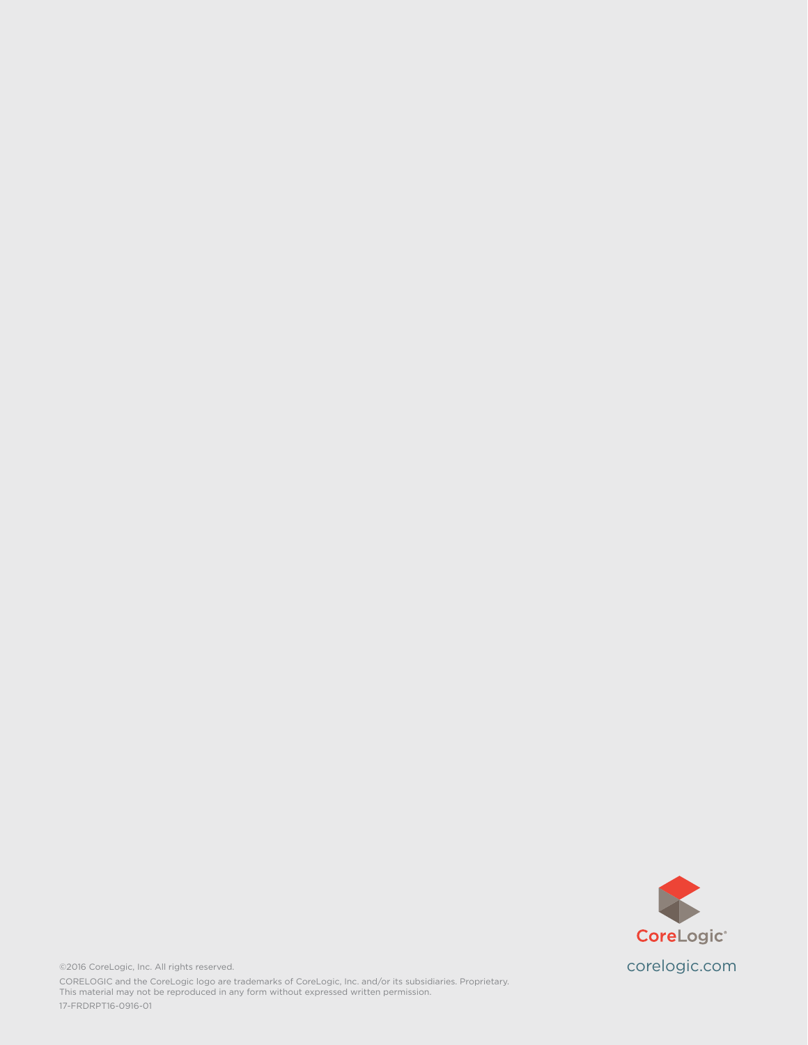CoreLogic®

corelogic.com

©2016 CoreLogic, Inc. All rights reserved.

CORELOGIC and the CoreLogic logo are trademarks of CoreLogic, Inc. and/or its subsidiaries. Proprietary.
This material may not be reproduced in any form without expressed written permission.

17-FRDRPT16-0916-01